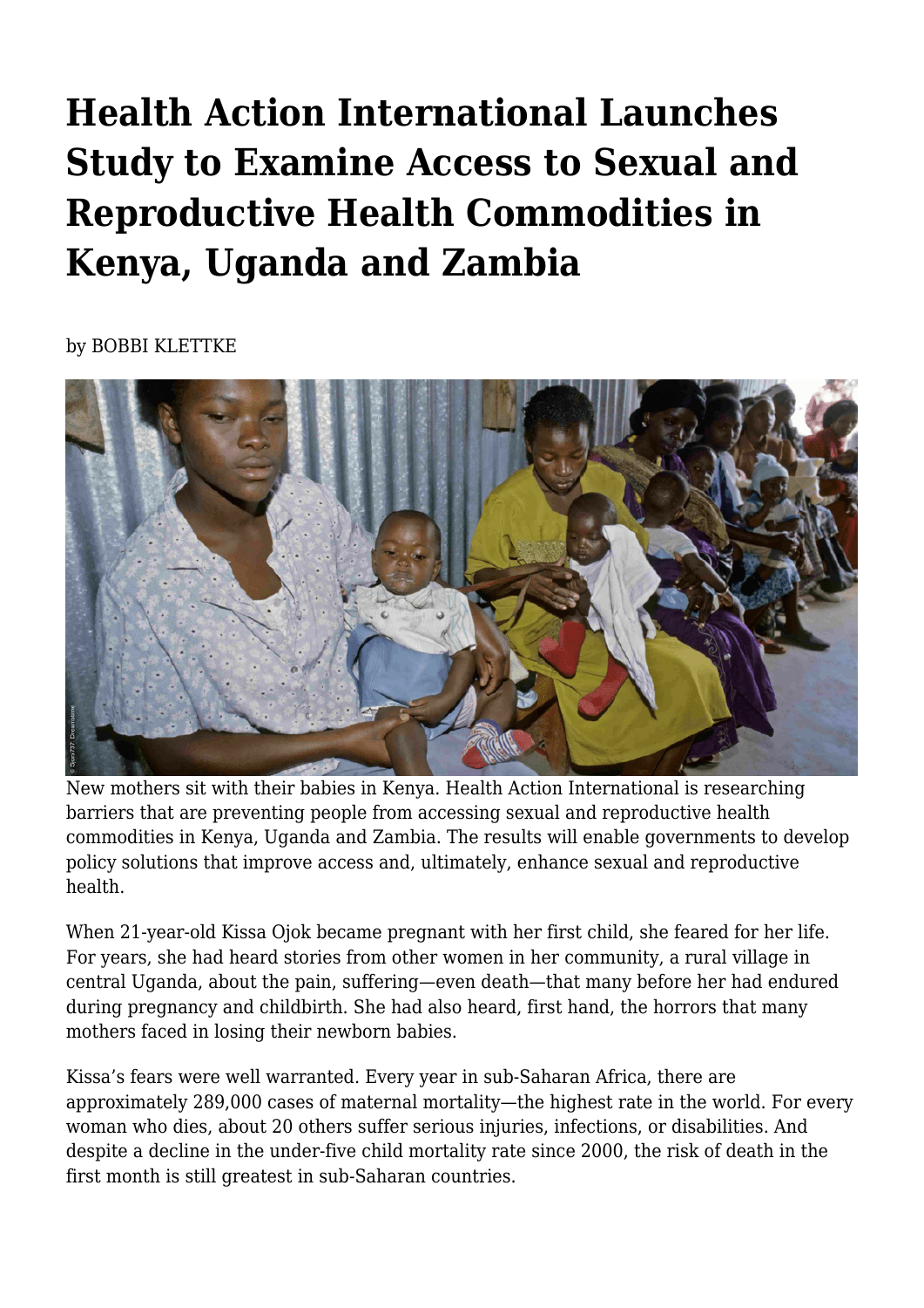# Health Action International Launches Study to Examine Access to Sexual and Reproductive Health Commodities in Kenya, Uganda and Zambia

by BOBBI KLETTKE

New mothers sit with their babies in Kenya. Health Action International is researching barriers that are preventing people from accessing sexual and reproductive health commodities in Kenya, Uganda and Zambia. The results will enable governments to develop policy solutions that improve access and, ultimately, enhance sexual and reproductive health.

When 21-year-old Kissa Ojok became pregnant with her first child, she feared for her life. For years, she had heard stories from other women in her community, a rural village in central Uganda, about the pain, suffering—even death—that many before her had endured during pregnancy and childbirth. She had also heard, first hand, the horrors that many mothers faced in losing their newborn babies.

Kissa's fears were well warranted. Every year in sub-Saharan Africa, there are approximately 289,000 cases of maternal mortality—the highest rate in the world. For every woman who dies, about 20 others suffer serious injuries, infections, or disabilities. And despite a decline in the under-five child mortality rate since 2000, the risk of death in the first month is still greatest in sub-Saharan countries.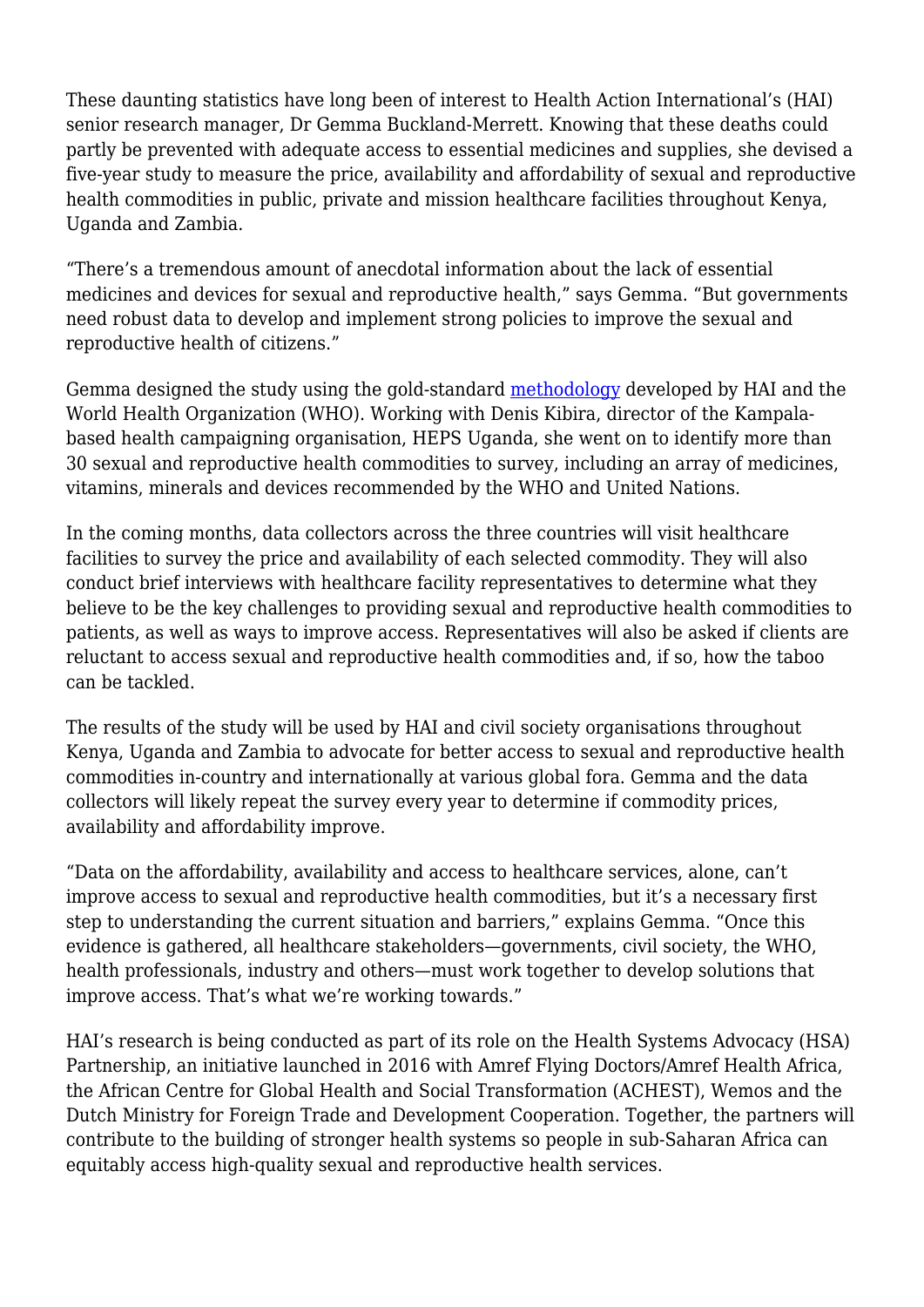These daunting statistics have long been of interest to Health Action International's (HAI) senior research manager, Dr Gemma Buckland-Merrett. Knowing that these deaths could partly be prevented with adequate access to essential medicines and supplies, she devised a five-year study to measure the price, availability and affordability of sexual and reproductive health commodities in public, private and mission healthcare facilities throughout Kenya, Uganda and Zambia.

"There's a tremendous amount of anecdotal information about the lack of essential medicines and devices for sexual and reproductive health," says Gemma. "But governments need robust data to develop and implement strong policies to improve the sexual and reproductive health of citizens."

Gemma designed the study using the gold-standard methodology developed by HAI and the World Health Organization (WHO). Working with Denis Kibira, director of the Kampala-based health campaigning organisation, HEPS Uganda, she went on to identify more than 30 sexual and reproductive health commodities to survey, including an array of medicines, vitamins, minerals and devices recommended by the WHO and United Nations.

In the coming months, data collectors across the three countries will visit healthcare facilities to survey the price and availability of each selected commodity. They will also conduct brief interviews with healthcare facility representatives to determine what they believe to be the key challenges to providing sexual and reproductive health commodities to patients, as well as ways to improve access. Representatives will also be asked if clients are reluctant to access sexual and reproductive health commodities and, if so, how the taboo can be tackled.

The results of the study will be used by HAI and civil society organisations throughout Kenya, Uganda and Zambia to advocate for better access to sexual and reproductive health commodities in-country and internationally at various global fora. Gemma and the data collectors will likely repeat the survey every year to determine if commodity prices, availability and affordability improve.

"Data on the affordability, availability and access to healthcare services, alone, can't improve access to sexual and reproductive health commodities, but it's a necessary first step to understanding the current situation and barriers," explains Gemma. "Once this evidence is gathered, all healthcare stakeholders—governments, civil society, the WHO, health professionals, industry and others—must work together to develop solutions that improve access. That's what we're working towards."

HAI's research is being conducted as part of its role on the Health Systems Advocacy (HSA) Partnership, an initiative launched in 2016 with Amref Flying Doctors/Amref Health Africa, the African Centre for Global Health and Social Transformation (ACHEST), Wemos and the Dutch Ministry for Foreign Trade and Development Cooperation. Together, the partners will contribute to the building of stronger health systems so people in sub-Saharan Africa can equitably access high-quality sexual and reproductive health services.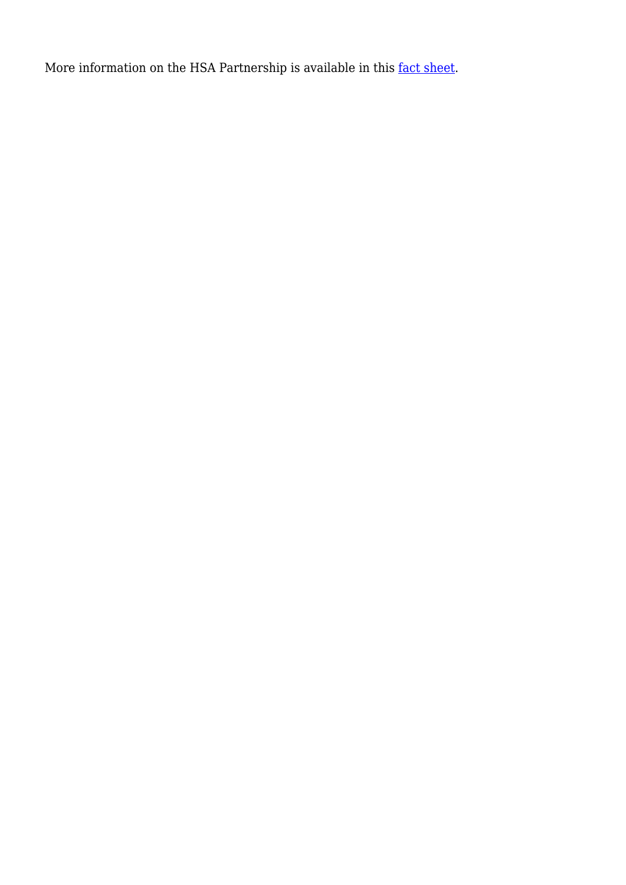More information on the HSA Partnership is available in this fact sheet.